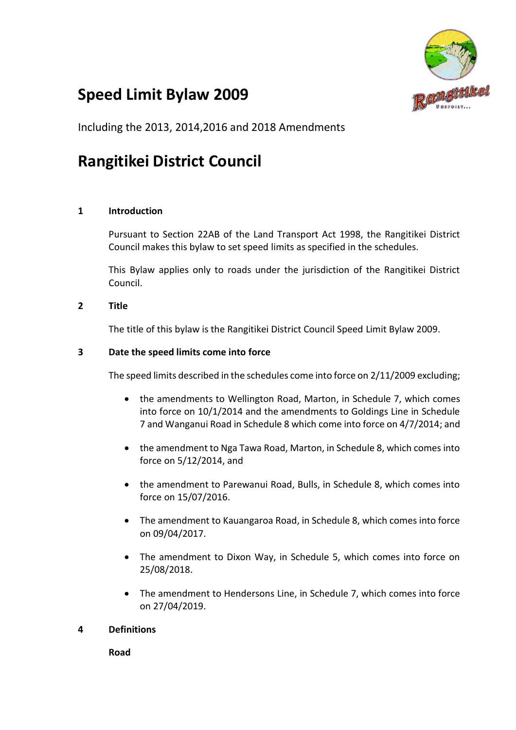# Speed Limit Bylaw 2009

Including the 2013, 2014,2016 and 2018 Amendments

# Rangitikei District Council

## 1 Introduction

Pursuant to Section 22AB of the Land Transport Act 1998, the Rangitikei District Council makes this bylaw to set speed limits as specified in the schedules.

This Bylaw applies only to roads under the jurisdiction of the Rangitikei District Council.

## 2 Title

The title of this bylaw is the Rangitikei District Council Speed Limit Bylaw 2009.

## 3 Date the speed limits come into force

The speed limits described in the schedules come into force on 2/11/2009 excluding;

- the amendments to Wellington Road, Marton, in Schedule 7, which comes into force on 10/1/2014 and the amendments to Goldings Line in Schedule 7 and Wanganui Road in Schedule 8 which come into force on 4/7/2014; and
- the amendment to Nga Tawa Road, Marton, in Schedule 8, which comes into force on 5/12/2014, and
- the amendment to Parewanui Road, Bulls, in Schedule 8, which comes into force on 15/07/2016.
- The amendment to Kauangaroa Road, in Schedule 8, which comes into force on 09/04/2017.
- The amendment to Dixon Way, in Schedule 5, which comes into force on 25/08/2018.
- The amendment to Hendersons Line, in Schedule 7, which comes into force on 27/04/2019.

## 4 Definitions

**Road**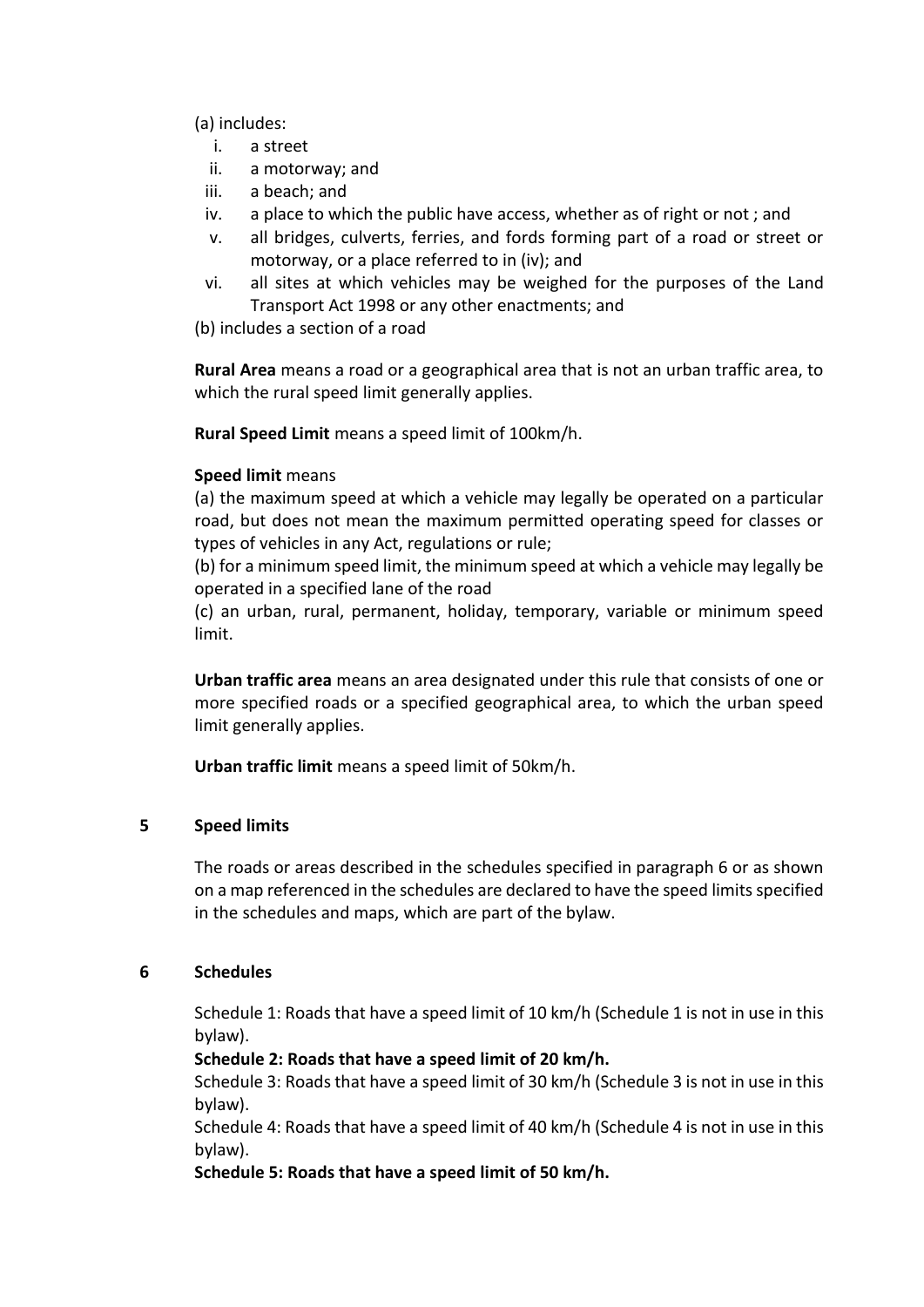(a) includes:

i. a street
ii. a motorway; and
iii. a beach; and
iv. a place to which the public have access, whether as of right or not ; and
v. all bridges, culverts, ferries, and fords forming part of a road or street or motorway, or a place referred to in (iv); and
vi. all sites at which vehicles may be weighed for the purposes of the Land Transport Act 1998 or any other enactments; and

(b) includes a section of a road

**Rural Area** means a road or a geographical area that is not an urban traffic area, to which the rural speed limit generally applies.

**Rural Speed Limit** means a speed limit of 100km/h.

**Speed limit** means

(a) the maximum speed at which a vehicle may legally be operated on a particular road, but does not mean the maximum permitted operating speed for classes or types of vehicles in any Act, regulations or rule;

(b) for a minimum speed limit, the minimum speed at which a vehicle may legally be operated in a specified lane of the road

(c) an urban, rural, permanent, holiday, temporary, variable or minimum speed limit.

**Urban traffic area** means an area designated under this rule that consists of one or more specified roads or a specified geographical area, to which the urban speed limit generally applies.

**Urban traffic limit** means a speed limit of 50km/h.

## 5 Speed limits

The roads or areas described in the schedules specified in paragraph 6 or as shown on a map referenced in the schedules are declared to have the speed limits specified in the schedules and maps, which are part of the bylaw.

## 6 Schedules

Schedule 1: Roads that have a speed limit of 10 km/h (Schedule 1 is not in use in this bylaw).

**Schedule 2: Roads that have a speed limit of 20 km/h.**

Schedule 3: Roads that have a speed limit of 30 km/h (Schedule 3 is not in use in this bylaw).

Schedule 4: Roads that have a speed limit of 40 km/h (Schedule 4 is not in use in this bylaw).

**Schedule 5: Roads that have a speed limit of 50 km/h.**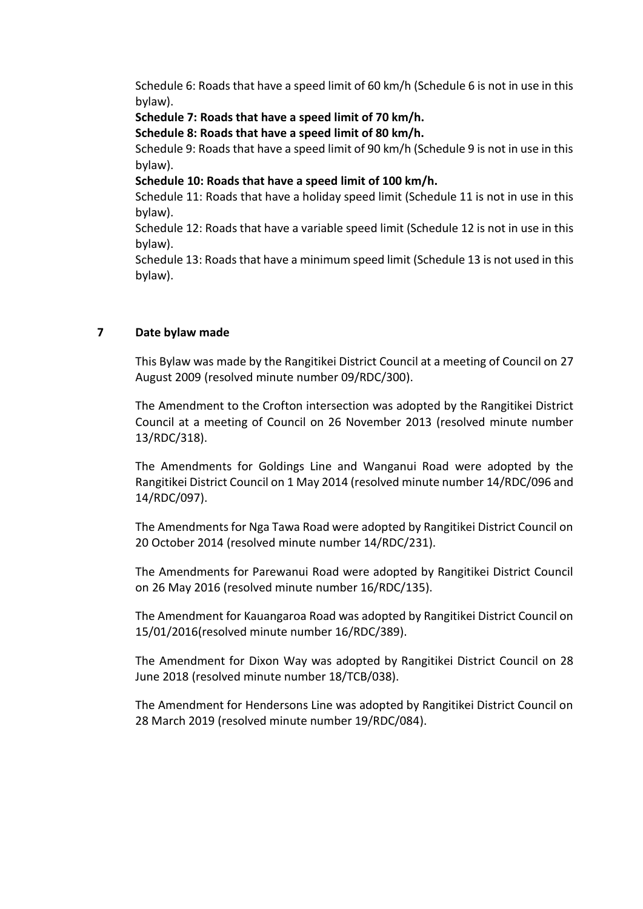Schedule 6: Roads that have a speed limit of 60 km/h (Schedule 6 is not in use in this bylaw).

**Schedule 7: Roads that have a speed limit of 70 km/h.**

**Schedule 8: Roads that have a speed limit of 80 km/h.**

Schedule 9: Roads that have a speed limit of 90 km/h (Schedule 9 is not in use in this bylaw).

**Schedule 10: Roads that have a speed limit of 100 km/h.**

Schedule 11: Roads that have a holiday speed limit (Schedule 11 is not in use in this bylaw).

Schedule 12: Roads that have a variable speed limit (Schedule 12 is not in use in this bylaw).

Schedule 13: Roads that have a minimum speed limit (Schedule 13 is not used in this bylaw).

## 7 Date bylaw made

This Bylaw was made by the Rangitikei District Council at a meeting of Council on 27 August 2009 (resolved minute number 09/RDC/300).

The Amendment to the Crofton intersection was adopted by the Rangitikei District Council at a meeting of Council on 26 November 2013 (resolved minute number 13/RDC/318).

The Amendments for Goldings Line and Wanganui Road were adopted by the Rangitikei District Council on 1 May 2014 (resolved minute number 14/RDC/096 and 14/RDC/097).

The Amendments for Nga Tawa Road were adopted by Rangitikei District Council on 20 October 2014 (resolved minute number 14/RDC/231).

The Amendments for Parewanui Road were adopted by Rangitikei District Council on 26 May 2016 (resolved minute number 16/RDC/135).

The Amendment for Kauangaroa Road was adopted by Rangitikei District Council on 15/01/2016(resolved minute number 16/RDC/389).

The Amendment for Dixon Way was adopted by Rangitikei District Council on 28 June 2018 (resolved minute number 18/TCB/038).

The Amendment for Hendersons Line was adopted by Rangitikei District Council on 28 March 2019 (resolved minute number 19/RDC/084).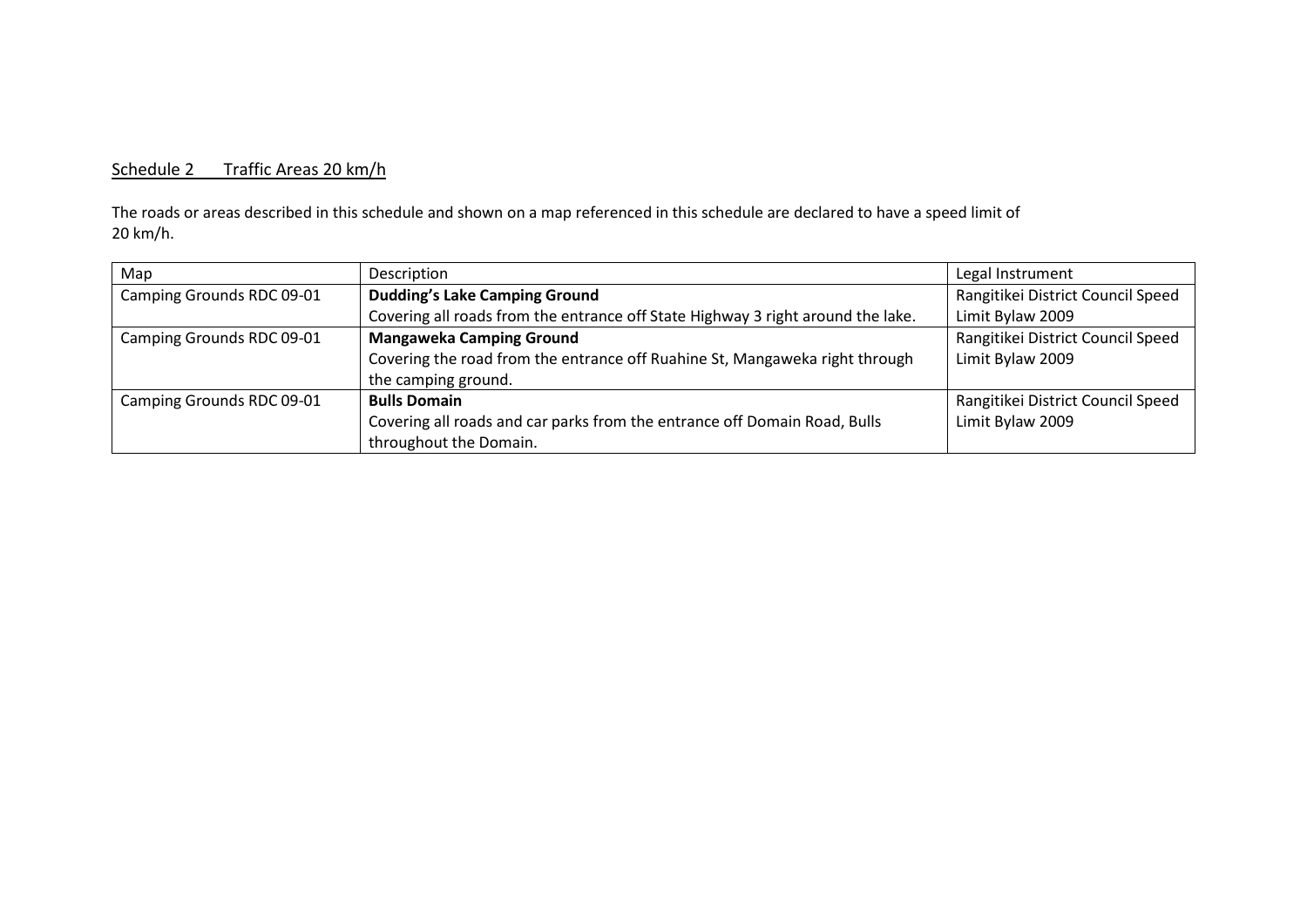## Schedule 2 Traffic Areas 20 km/h

The roads or areas described in this schedule and shown on a map referenced in this schedule are declared to have a speed limit of 20 km/h.

| Map | Description | Legal Instrument |
|---|---|---|
| Camping Grounds RDC 09-01 | **Dudding's Lake Camping Ground** Covering all roads from the entrance off State Highway 3 right around the lake. | Rangitikei District Council Speed Limit Bylaw 2009 |
| Camping Grounds RDC 09-01 | **Mangaweka Camping Ground** Covering the road from the entrance off Ruahine St, Mangaweka right through the camping ground. | Rangitikei District Council Speed Limit Bylaw 2009 |
| Camping Grounds RDC 09-01 | **Bulls Domain** Covering all roads and car parks from the entrance off Domain Road, Bulls throughout the Domain. | Rangitikei District Council Speed Limit Bylaw 2009 |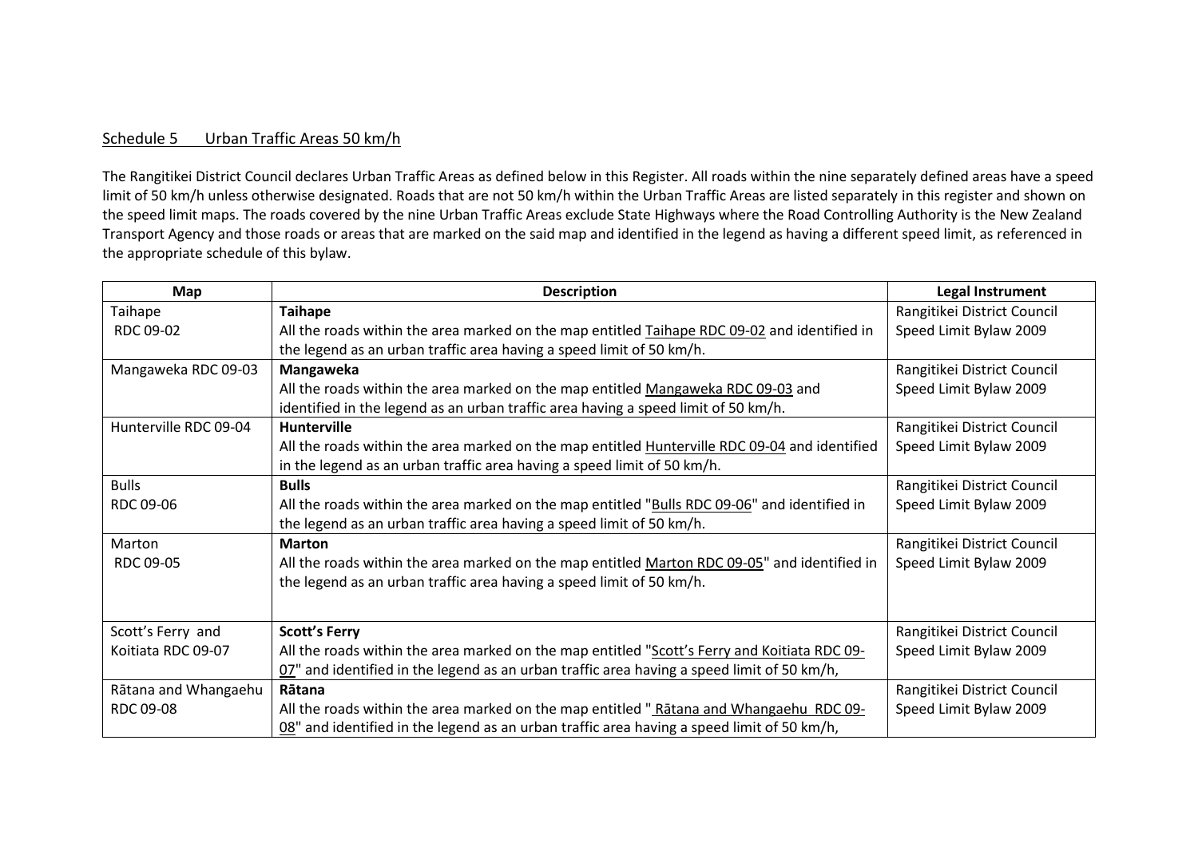Schedule 5 Urban Traffic Areas 50 km/h

The Rangitikei District Council declares Urban Traffic Areas as defined below in this Register. All roads within the nine separately defined areas have a speed limit of 50 km/h unless otherwise designated. Roads that are not 50 km/h within the Urban Traffic Areas are listed separately in this register and shown on the speed limit maps. The roads covered by the nine Urban Traffic Areas exclude State Highways where the Road Controlling Authority is the New Zealand Transport Agency and those roads or areas that are marked on the said map and identified in the legend as having a different speed limit, as referenced in the appropriate schedule of this bylaw.

| Map | Description | Legal Instrument |
|---|---|---|
| Taihape RDC 09-02 | **Taihape** All the roads within the area marked on the map entitled Taihape RDC 09-02 and identified in the legend as an urban traffic area having a speed limit of 50 km/h. | Rangitikei District Council Speed Limit Bylaw 2009 |
| Mangaweka RDC 09-03 | **Mangaweka** All the roads within the area marked on the map entitled Mangaweka RDC 09-03 and identified in the legend as an urban traffic area having a speed limit of 50 km/h. | Rangitikei District Council Speed Limit Bylaw 2009 |
| Hunterville RDC 09-04 | **Hunterville** All the roads within the area marked on the map entitled Hunterville RDC 09-04 and identified in the legend as an urban traffic area having a speed limit of 50 km/h. | Rangitikei District Council Speed Limit Bylaw 2009 |
| Bulls RDC 09-06 | **Bulls** All the roads within the area marked on the map entitled "Bulls RDC 09-06" and identified in the legend as an urban traffic area having a speed limit of 50 km/h. | Rangitikei District Council Speed Limit Bylaw 2009 |
| Marton RDC 09-05 | **Marton** All the roads within the area marked on the map entitled Marton RDC 09-05" and identified in the legend as an urban traffic area having a speed limit of 50 km/h. | Rangitikei District Council Speed Limit Bylaw 2009 |
| Scott's Ferry and Koitiata RDC 09-07 | **Scott's Ferry** All the roads within the area marked on the map entitled "Scott's Ferry and Koitiata RDC 09-07" and identified in the legend as an urban traffic area having a speed limit of 50 km/h, | Rangitikei District Council Speed Limit Bylaw 2009 |
| Rātana and Whangaehu RDC 09-08 | **Rātana** All the roads within the area marked on the map entitled " Rātana and Whangaehu RDC 09-08" and identified in the legend as an urban traffic area having a speed limit of 50 km/h, | Rangitikei District Council Speed Limit Bylaw 2009 |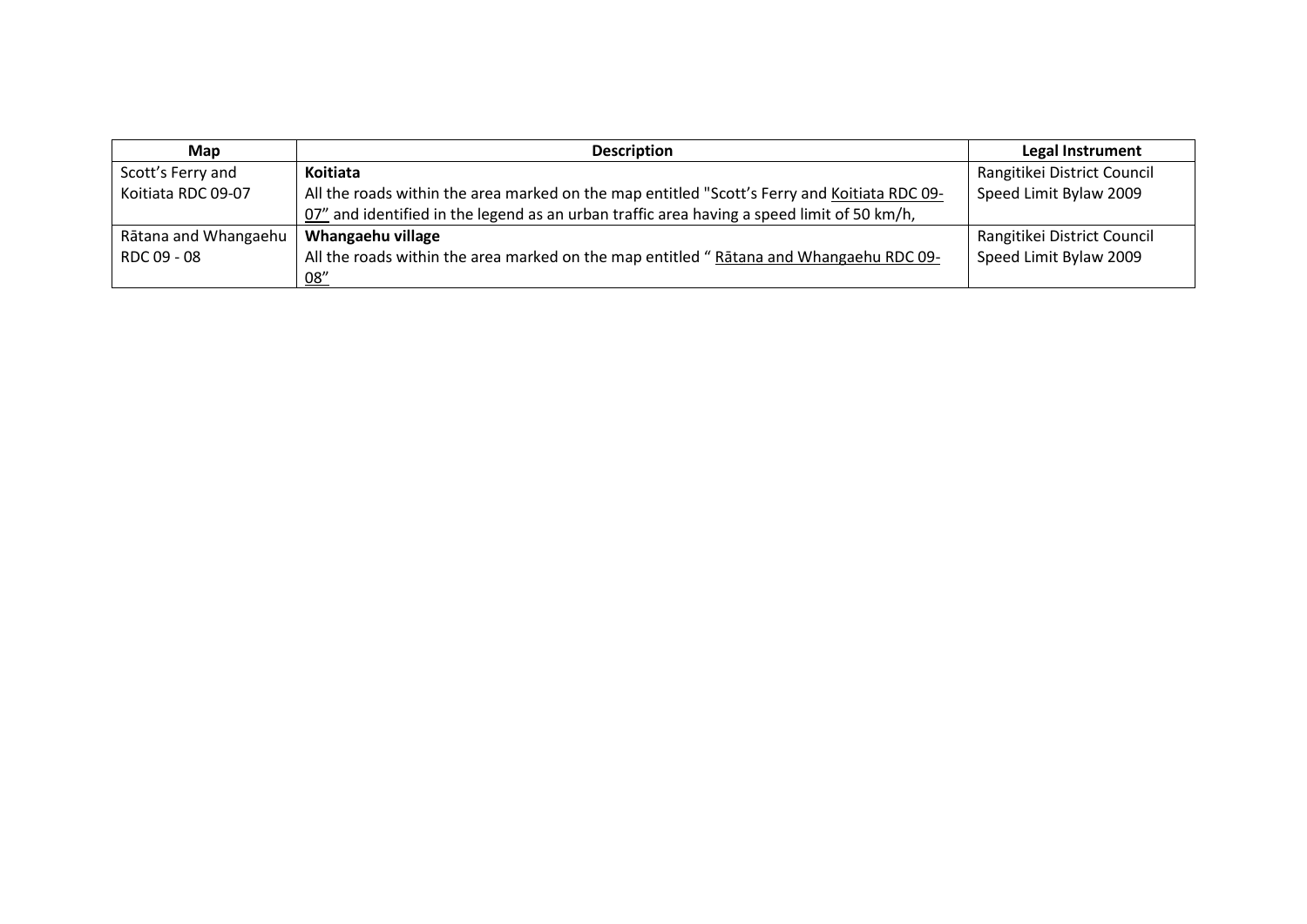| Map | Description | Legal Instrument |
| --- | --- | --- |
| Scott's Ferry and Koitiata RDC 09-07 | **Koitiata**<br>All the roads within the area marked on the map entitled "Scott's Ferry and Koitiata RDC 09-07" and identified in the legend as an urban traffic area having a speed limit of 50 km/h, | Rangitikei District Council Speed Limit Bylaw 2009 |
| Rātana and Whangaehu RDC 09 - 08 | **Whangaehu village**<br>All the roads within the area marked on the map entitled " Rātana and Whangaehu RDC 09-08" | Rangitikei District Council Speed Limit Bylaw 2009 |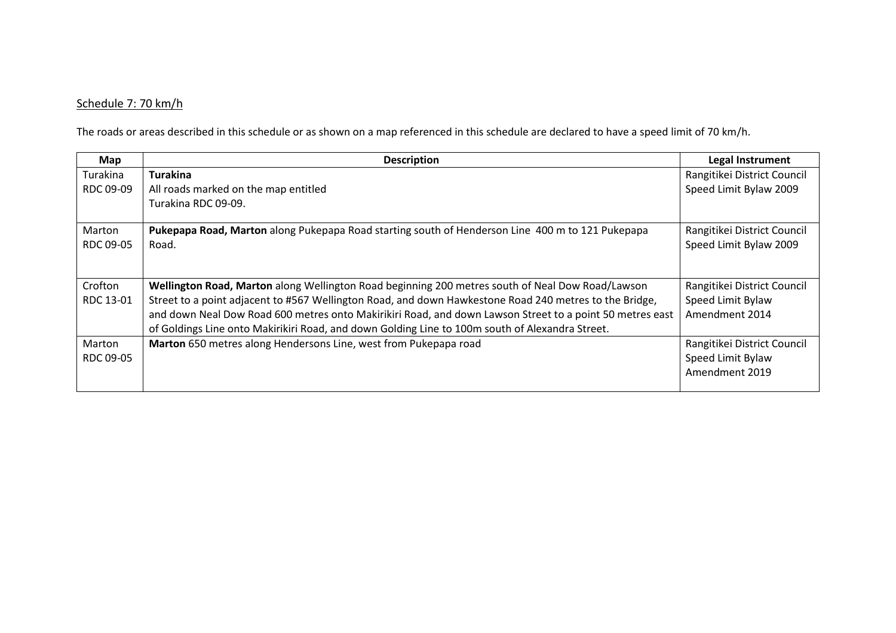Schedule 7: 70 km/h

The roads or areas described in this schedule or as shown on a map referenced in this schedule are declared to have a speed limit of 70 km/h.

| Map | Description | Legal Instrument |
|---|---|---|
| Turakina RDC 09-09 | **Turakina** All roads marked on the map entitled Turakina RDC 09-09. | Rangitikei District Council Speed Limit Bylaw 2009 |
| Marton RDC 09-05 | **Pukepapa Road, Marton** along Pukepapa Road starting south of Henderson Line 400 m to 121 Pukepapa Road. | Rangitikei District Council Speed Limit Bylaw 2009 |
| Crofton RDC 13-01 | **Wellington Road, Marton** along Wellington Road beginning 200 metres south of Neal Dow Road/Lawson Street to a point adjacent to #567 Wellington Road, and down Hawkestone Road 240 metres to the Bridge, and down Neal Dow Road 600 metres onto Makirikiri Road, and down Lawson Street to a point 50 metres east of Goldings Line onto Makirikiri Road, and down Golding Line to 100m south of Alexandra Street. | Rangitikei District Council Speed Limit Bylaw Amendment 2014 |
| Marton RDC 09-05 | **Marton** 650 metres along Hendersons Line, west from Pukepapa road | Rangitikei District Council Speed Limit Bylaw Amendment 2019 |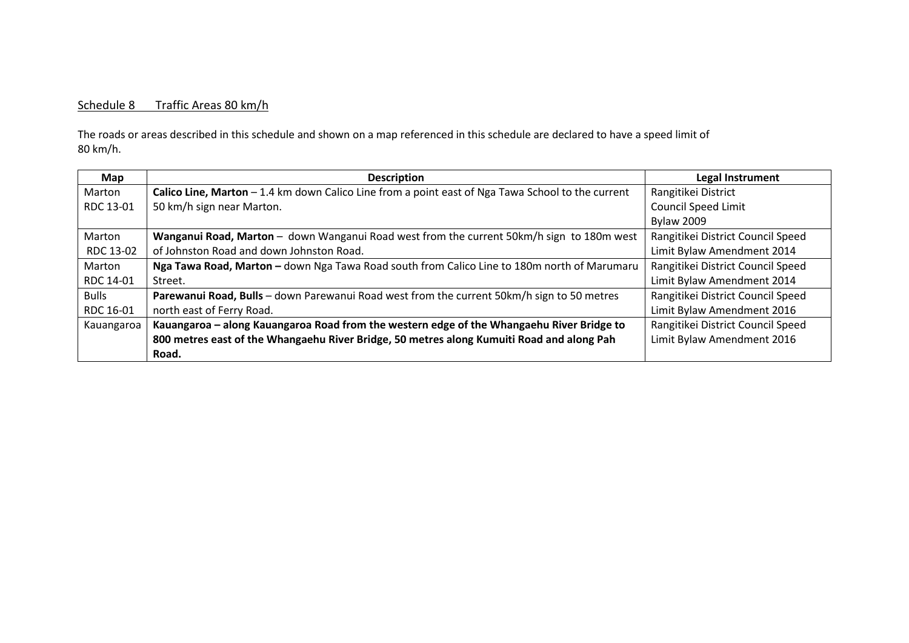Schedule 8 Traffic Areas 80 km/h

The roads or areas described in this schedule and shown on a map referenced in this schedule are declared to have a speed limit of 80 km/h.

| Map | Description | Legal Instrument |
|---|---|---|
| Marton RDC 13-01 | **Calico Line, Marton** – 1.4 km down Calico Line from a point east of Nga Tawa School to the current 50 km/h sign near Marton. | Rangitikei District Council Speed Limit Bylaw 2009 |
| Marton RDC 13-02 | **Wanganui Road, Marton** – down Wanganui Road west from the current 50km/h sign to 180m west of Johnston Road and down Johnston Road. | Rangitikei District Council Speed Limit Bylaw Amendment 2014 |
| Marton RDC 14-01 | **Nga Tawa Road, Marton –** down Nga Tawa Road south from Calico Line to 180m north of Marumaru Street. | Rangitikei District Council Speed Limit Bylaw Amendment 2014 |
| Bulls RDC 16-01 | **Parewanui Road, Bulls** – down Parewanui Road west from the current 50km/h sign to 50 metres north east of Ferry Road. | Rangitikei District Council Speed Limit Bylaw Amendment 2016 |
| Kauangaroa | **Kauangaroa – along Kauangaroa Road from the western edge of the Whangaehu River Bridge to 800 metres east of the Whangaehu River Bridge, 50 metres along Kumuiti Road and along Pah Road.** | Rangitikei District Council Speed Limit Bylaw Amendment 2016 |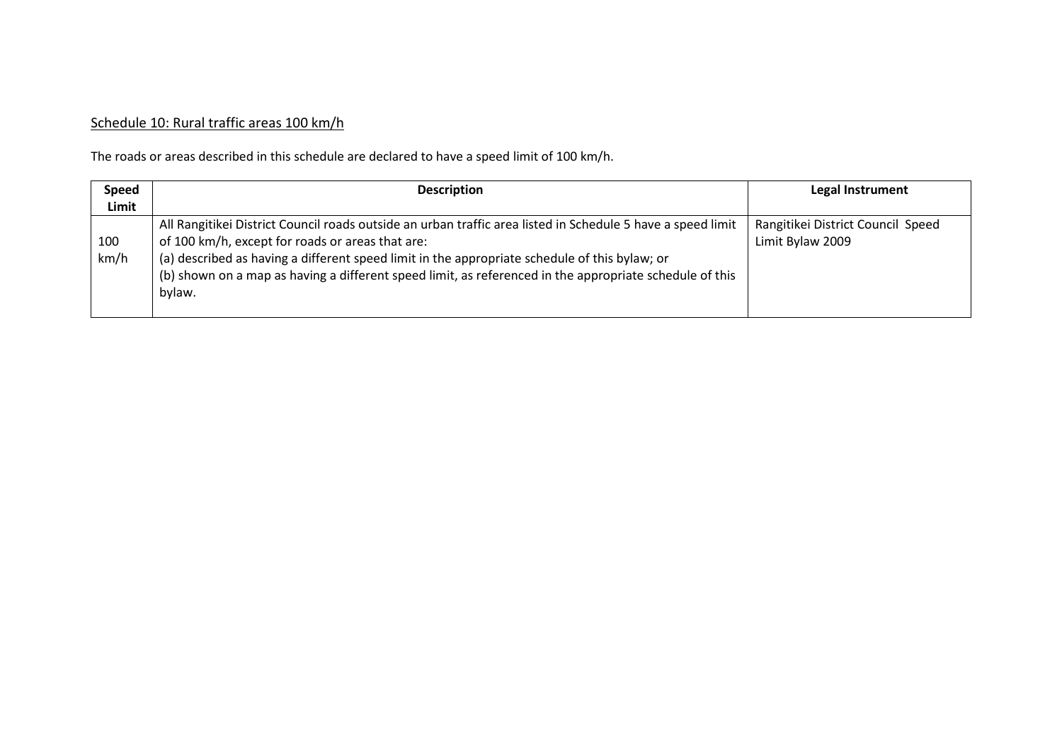## Schedule 10: Rural traffic areas 100 km/h

The roads or areas described in this schedule are declared to have a speed limit of 100 km/h.

| Speed Limit | Description | Legal Instrument |
|---|---|---|
| 100 km/h | All Rangitikei District Council roads outside an urban traffic area listed in Schedule 5 have a speed limit of 100 km/h, except for roads or areas that are:<br>(a) described as having a different speed limit in the appropriate schedule of this bylaw; or<br>(b) shown on a map as having a different speed limit, as referenced in the appropriate schedule of this bylaw. | Rangitikei District Council Speed Limit Bylaw 2009 |